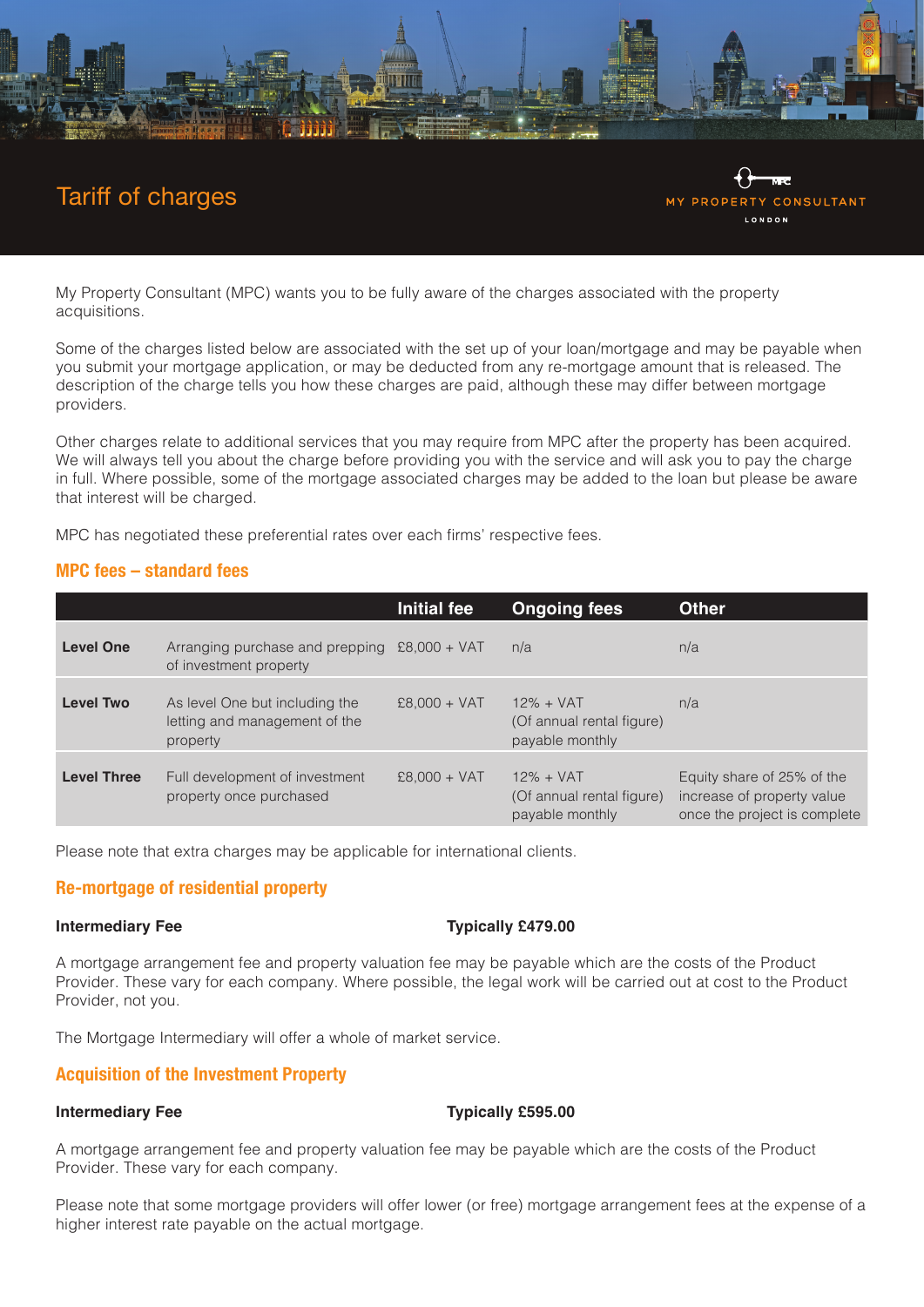# Tariff of charges

MY PROPERTY CONSULTANT
LONDON

My Property Consultant (MPC) wants you to be fully aware of the charges associated with the property acquisitions.

Some of the charges listed below are associated with the set up of your loan/mortgage and may be payable when you submit your mortgage application, or may be deducted from any re-mortgage amount that is released. The description of the charge tells you how these charges are paid, although these may differ between mortgage providers.

Other charges relate to additional services that you may require from MPC after the property has been acquired. We will always tell you about the charge before providing you with the service and will ask you to pay the charge in full. Where possible, some of the mortgage associated charges may be added to the loan but please be aware that interest will be charged.

MPC has negotiated these preferential rates over each firms' respective fees.

## MPC fees – standard fees

| | | Initial fee | Ongoing fees | Other |
|---|---|---|---|---|
| **Level One** | Arranging purchase and prepping of investment property | £8,000 + VAT | n/a | n/a |
| **Level Two** | As level One but including the letting and management of the property | £8,000 + VAT | 12% + VAT (Of annual rental figure) payable monthly | n/a |
| **Level Three** | Full development of investment property once purchased | £8,000 + VAT | 12% + VAT (Of annual rental figure) payable monthly | Equity share of 25% of the increase of property value once the project is complete |

Please note that extra charges may be applicable for international clients.

## Re-mortgage of residential property

**Intermediary Fee** **Typically £479.00**

A mortgage arrangement fee and property valuation fee may be payable which are the costs of the Product Provider. These vary for each company. Where possible, the legal work will be carried out at cost to the Product Provider, not you.

The Mortgage Intermediary will offer a whole of market service.

## Acquisition of the Investment Property

**Intermediary Fee** **Typically £595.00**

A mortgage arrangement fee and property valuation fee may be payable which are the costs of the Product Provider. These vary for each company.

Please note that some mortgage providers will offer lower (or free) mortgage arrangement fees at the expense of a higher interest rate payable on the actual mortgage.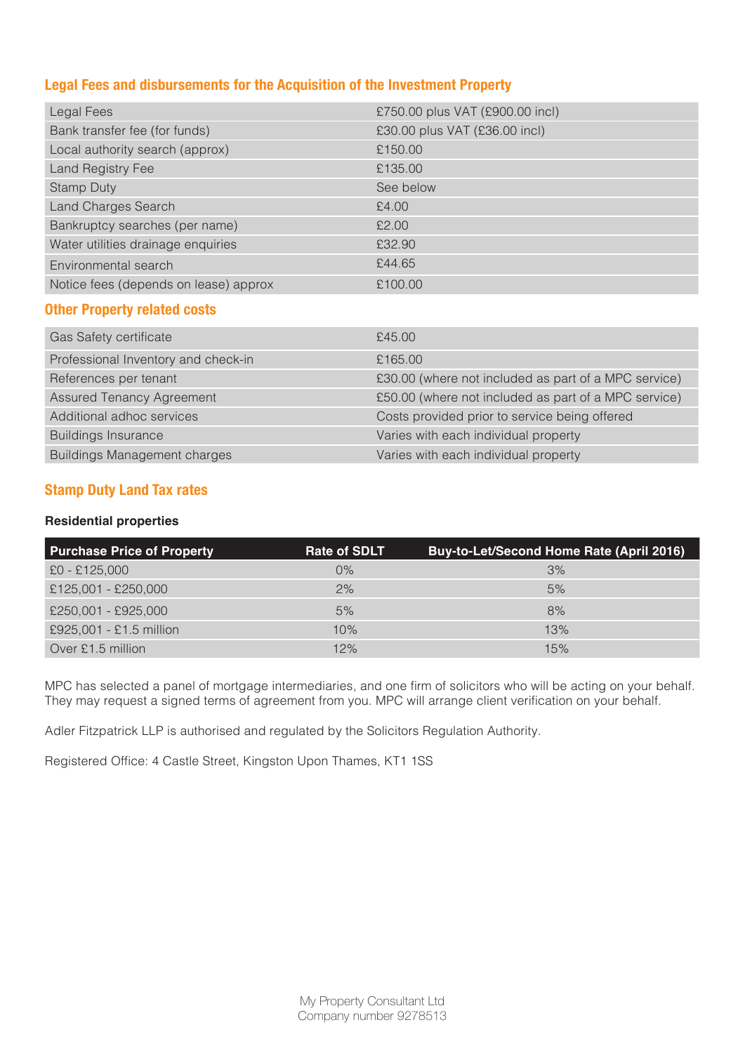## Legal Fees and disbursements for the Acquisition of the Investment Property

| | |
|---|---|
| Legal Fees | £750.00 plus VAT (£900.00 incl) |
| Bank transfer fee (for funds) | £30.00 plus VAT (£36.00 incl) |
| Local authority search (approx) | £150.00 |
| Land Registry Fee | £135.00 |
| Stamp Duty | See below |
| Land Charges Search | £4.00 |
| Bankruptcy searches (per name) | £2.00 |
| Water utilities drainage enquiries | £32.90 |
| Environmental search | £44.65 |
| Notice fees (depends on lease) approx | £100.00 |

## Other Property related costs

| | |
|---|---|
| Gas Safety certificate | £45.00 |
| Professional Inventory and check-in | £165.00 |
| References per tenant | £30.00 (where not included as part of a MPC service) |
| Assured Tenancy Agreement | £50.00 (where not included as part of a MPC service) |
| Additional adhoc services | Costs provided prior to service being offered |
| Buildings Insurance | Varies with each individual property |
| Buildings Management charges | Varies with each individual property |

## Stamp Duty Land Tax rates

**Residential properties**

| Purchase Price of Property | Rate of SDLT | Buy-to-Let/Second Home Rate (April 2016) |
|---|---|---|
| £0 - £125,000 | 0% | 3% |
| £125,001 - £250,000 | 2% | 5% |
| £250,001 - £925,000 | 5% | 8% |
| £925,001 - £1.5 million | 10% | 13% |
| Over £1.5 million | 12% | 15% |

MPC has selected a panel of mortgage intermediaries, and one firm of solicitors who will be acting on your behalf. They may request a signed terms of agreement from you. MPC will arrange client verification on your behalf.

Adler Fitzpatrick LLP is authorised and regulated by the Solicitors Regulation Authority.

Registered Office: 4 Castle Street, Kingston Upon Thames, KT1 1SS

My Property Consultant Ltd
Company number 9278513